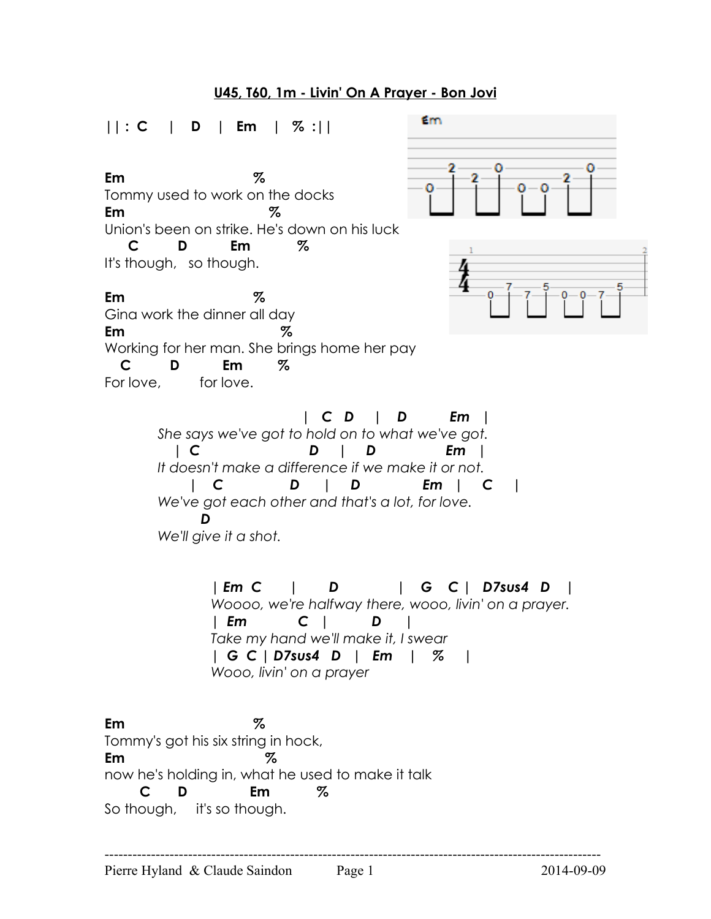**U45, T60, 1m - Livin' On A Prayer - Bon Jovi**

**|| : C | D | Em | % :||**

Em
0 2 2 0 0 0 2 0

4/4
0 7 7 5 0 0 7 5

```
Em                    %
Tommy used to work on the docks
Em                       %
Union's been on strike. He's down on his luck
   C      D        Em        %
It's though,   so though.

Em                    %
Gina work the dinner all day
Em                          %
Working for her man. She brings home her pay
  C       D         Em        %
For love,        for love.
```

```
                           | C  D   |  D         Em   |
She says we've got to hold on to what we've got.
    | C                    D     |   D             Em   |
It doesn't make a difference if we make it or not.
      | C             D     |    D            Em   |    C    |
We've got each other and that's a lot, for love.
        D
We'll give it a shot.
```

```
| Em  C     |      D          |   G    C |  D7sus4   D   |
Woooo, we're halfway there, wooo, livin' on a prayer.
| Em            C   |         D      |
Take my hand we'll make it, I swear
| G  C | D7sus4  D   |   Em    |   %    |
Wooo, livin' on a prayer
```

```
Em                      %
Tommy's got his six string in hock,
Em                        %
now he's holding in, what he used to make it talk
      C     D           Em        %
So though,     it's so though.
```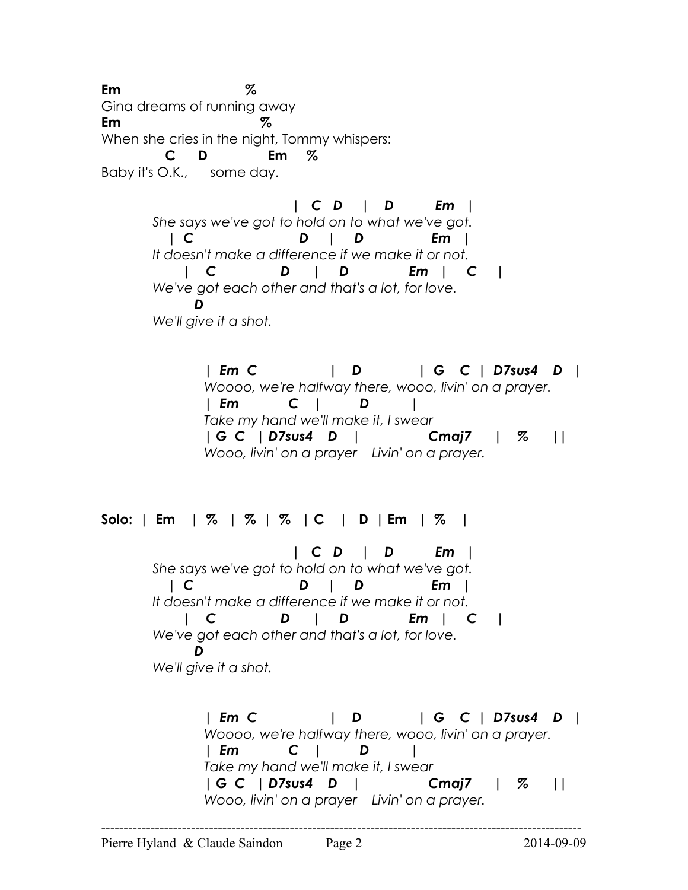```
Em                    %
Gina dreams of running away
Em                      %
When she cries in the night, Tommy whispers:
         C    D          Em   %
Baby it's O.K.,    some day.
```

```
                         | C  D   |  D       Em  |
        She says we've got to hold on to what we've got.
           | C                   D   |  D           Em  |
        It doesn't make a difference if we make it or not.
             |  C          D   |  D          Em  |   C   |
        We've got each other and that's a lot, for love.
              D
        We'll give it a shot.
```

```
              | Em  C             |  D          | G   C  |  D7sus4   D  |
              Woooo, we're halfway there, wooo, livin' on a prayer.
              | Em        C   |      D        |
              Take my hand we'll make it, I swear
              | G  C   | D7sus4   D   |          Cmaj7     |   %    ||
              Wooo, livin' on a prayer   Livin' on a prayer.
```

```
Solo: | Em   | %  | %  | %  | C   |  D  | Em  | %   |
```

```
                         | C  D   |  D       Em  |
        She says we've got to hold on to what we've got.
           | C                   D   |  D           Em  |
        It doesn't make a difference if we make it or not.
             |  C          D   |  D          Em  |   C   |
        We've got each other and that's a lot, for love.
              D
        We'll give it a shot.
```

```
              | Em  C             |  D          | G   C  |  D7sus4   D  |
              Woooo, we're halfway there, wooo, livin' on a prayer.
              | Em        C   |      D        |
              Take my hand we'll make it, I swear
              | G  C   | D7sus4   D   |          Cmaj7     |   %    ||
              Wooo, livin' on a prayer   Livin' on a prayer.
```

Pierre Hyland & Claude Saindon    2014-09-09